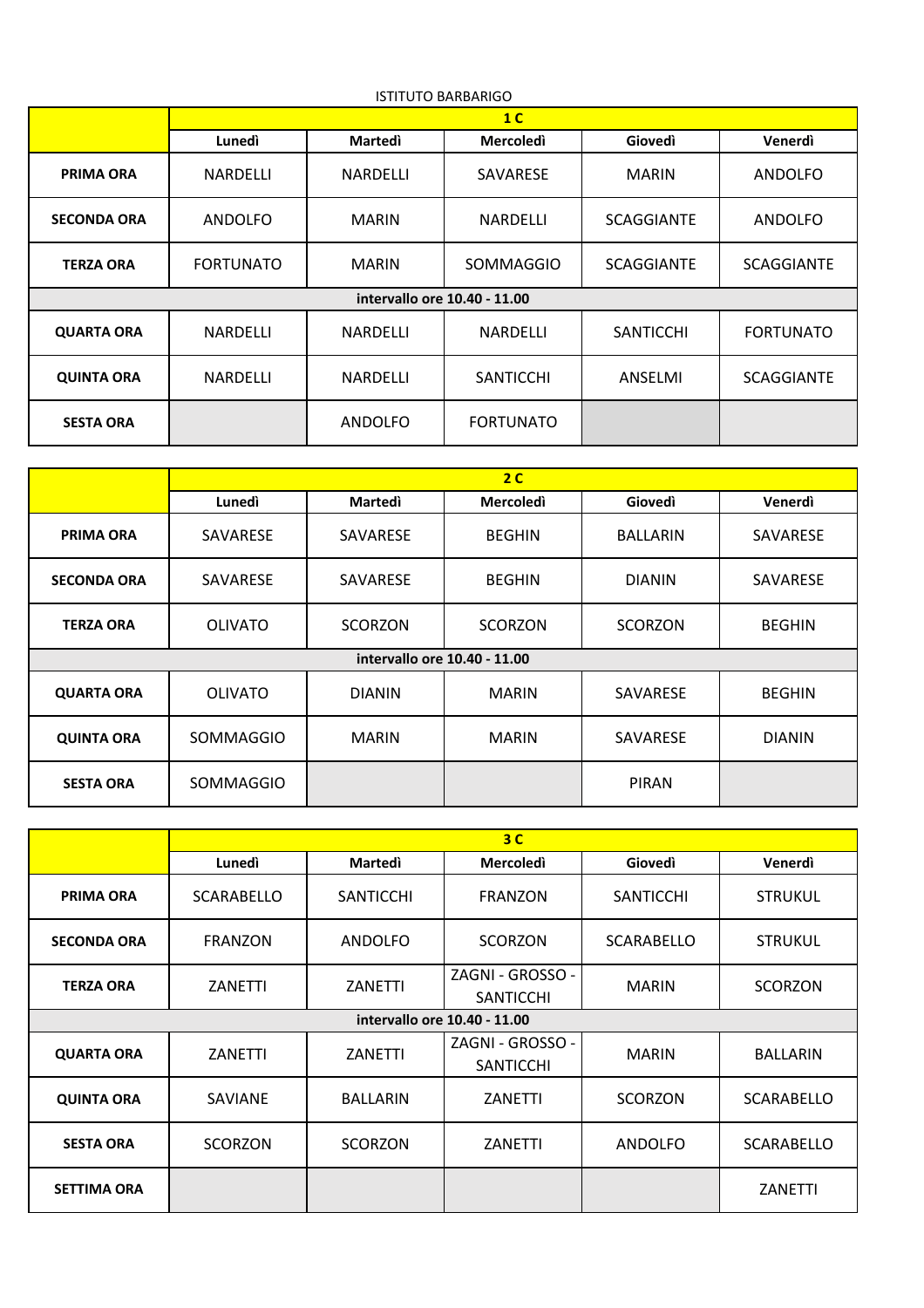ISTITUTO BARBARIGO

| | 1 C | | | | |
|---|---|---|---|---|---|
| | **Lunedì** | **Martedì** | **Mercoledì** | **Giovedì** | **Venerdì** |
| **PRIMA ORA** | NARDELLI | NARDELLI | SAVARESE | MARIN | ANDOLFO |
| **SECONDA ORA** | ANDOLFO | MARIN | NARDELLI | SCAGGIANTE | ANDOLFO |
| **TERZA ORA** | FORTUNATO | MARIN | SOMMAGGIO | SCAGGIANTE | SCAGGIANTE |
| **intervallo ore 10.40 - 11.00** | | | | | |
| **QUARTA ORA** | NARDELLI | NARDELLI | NARDELLI | SANTICCHI | FORTUNATO |
| **QUINTA ORA** | NARDELLI | NARDELLI | SANTICCHI | ANSELMI | SCAGGIANTE |
| **SESTA ORA** | | ANDOLFO | FORTUNATO | | |

| | 2 C | | | | |
|---|---|---|---|---|---|
| | **Lunedì** | **Martedì** | **Mercoledì** | **Giovedì** | **Venerdì** |
| **PRIMA ORA** | SAVARESE | SAVARESE | BEGHIN | BALLARIN | SAVARESE |
| **SECONDA ORA** | SAVARESE | SAVARESE | BEGHIN | DIANIN | SAVARESE |
| **TERZA ORA** | OLIVATO | SCORZON | SCORZON | SCORZON | BEGHIN |
| **intervallo ore 10.40 - 11.00** | | | | | |
| **QUARTA ORA** | OLIVATO | DIANIN | MARIN | SAVARESE | BEGHIN |
| **QUINTA ORA** | SOMMAGGIO | MARIN | MARIN | SAVARESE | DIANIN |
| **SESTA ORA** | SOMMAGGIO | | | PIRAN | |

| | 3 C | | | | |
|---|---|---|---|---|---|
| | **Lunedì** | **Martedì** | **Mercoledì** | **Giovedì** | **Venerdì** |
| **PRIMA ORA** | SCARABELLO | SANTICCHI | FRANZON | SANTICCHI | STRUKUL |
| **SECONDA ORA** | FRANZON | ANDOLFO | SCORZON | SCARABELLO | STRUKUL |
| **TERZA ORA** | ZANETTI | ZANETTI | ZAGNI - GROSSO - SANTICCHI | MARIN | SCORZON |
| **intervallo ore 10.40 - 11.00** | | | | | |
| **QUARTA ORA** | ZANETTI | ZANETTI | ZAGNI - GROSSO - SANTICCHI | MARIN | BALLARIN |
| **QUINTA ORA** | SAVIANE | BALLARIN | ZANETTI | SCORZON | SCARABELLO |
| **SESTA ORA** | SCORZON | SCORZON | ZANETTI | ANDOLFO | SCARABELLO |
| **SETTIMA ORA** | | | | | ZANETTI |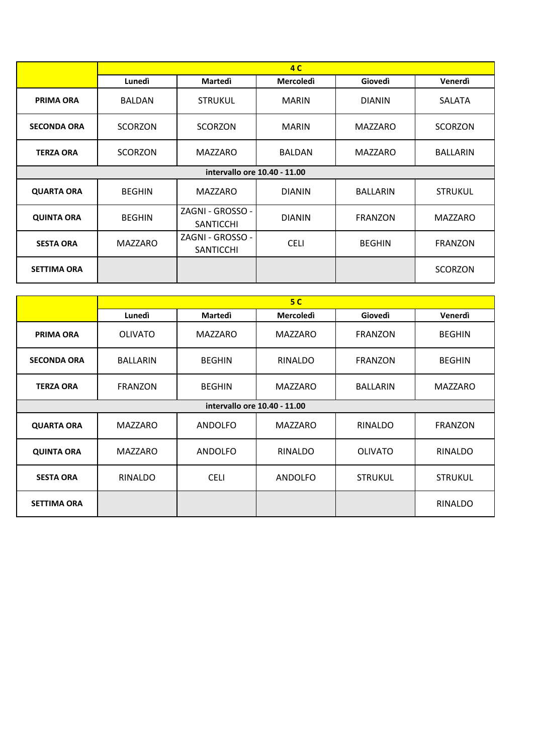| | 4 C | | | | |
|---|---|---|---|---|---|
| | Lunedì | Martedì | Mercoledì | Giovedì | Venerdì |
| **PRIMA ORA** | BALDAN | STRUKUL | MARIN | DIANIN | SALATA |
| **SECONDA ORA** | SCORZON | SCORZON | MARIN | MAZZARO | SCORZON |
| **TERZA ORA** | SCORZON | MAZZARO | BALDAN | MAZZARO | BALLARIN |
| **intervallo ore 10.40 - 11.00** | | | | | |
| **QUARTA ORA** | BEGHIN | MAZZARO | DIANIN | BALLARIN | STRUKUL |
| **QUINTA ORA** | BEGHIN | ZAGNI - GROSSO - SANTICCHI | DIANIN | FRANZON | MAZZARO |
| **SESTA ORA** | MAZZARO | ZAGNI - GROSSO - SANTICCHI | CELI | BEGHIN | FRANZON |
| **SETTIMA ORA** | | | | | SCORZON |

| | 5 C | | | | |
|---|---|---|---|---|---|
| | Lunedì | Martedì | Mercoledì | Giovedì | Venerdì |
| **PRIMA ORA** | OLIVATO | MAZZARO | MAZZARO | FRANZON | BEGHIN |
| **SECONDA ORA** | BALLARIN | BEGHIN | RINALDO | FRANZON | BEGHIN |
| **TERZA ORA** | FRANZON | BEGHIN | MAZZARO | BALLARIN | MAZZARO |
| **intervallo ore 10.40 - 11.00** | | | | | |
| **QUARTA ORA** | MAZZARO | ANDOLFO | MAZZARO | RINALDO | FRANZON |
| **QUINTA ORA** | MAZZARO | ANDOLFO | RINALDO | OLIVATO | RINALDO |
| **SESTA ORA** | RINALDO | CELI | ANDOLFO | STRUKUL | STRUKUL |
| **SETTIMA ORA** | | | | | RINALDO |